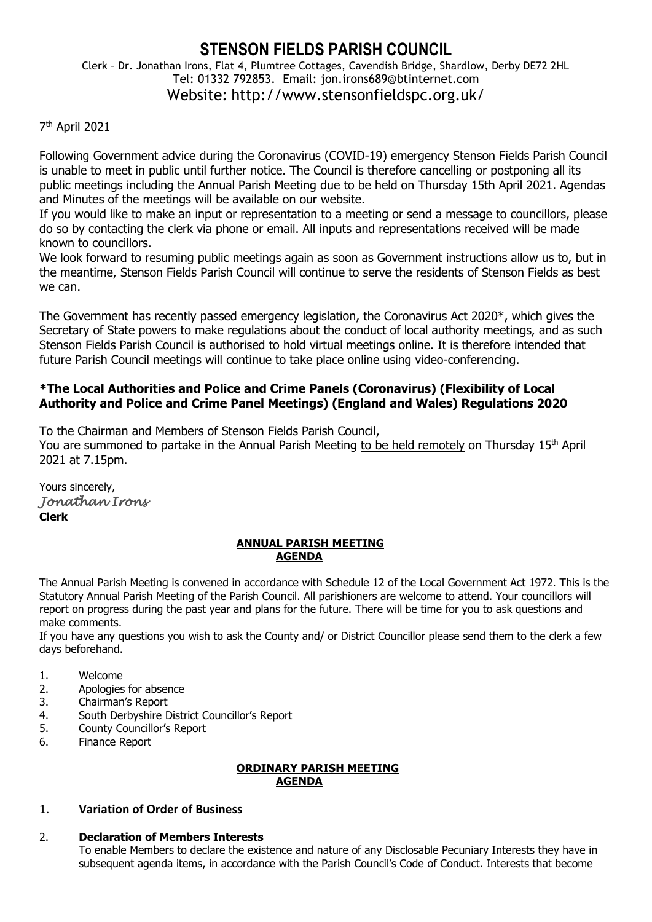# STENSON FIELDS PARISH COUNCIL

Clerk – Dr. Jonathan Irons, Flat 4, Plumtree Cottages, Cavendish Bridge, Shardlow, Derby DE72 2HL
Tel: 01332 792853. Email: jon.irons689@btinternet.com
Website: http://www.stensonfieldspc.org.uk/

7th April 2021

Following Government advice during the Coronavirus (COVID-19) emergency Stenson Fields Parish Council is unable to meet in public until further notice. The Council is therefore cancelling or postponing all its public meetings including the Annual Parish Meeting due to be held on Thursday 15th April 2021. Agendas and Minutes of the meetings will be available on our website.

If you would like to make an input or representation to a meeting or send a message to councillors, please do so by contacting the clerk via phone or email. All inputs and representations received will be made known to councillors.

We look forward to resuming public meetings again as soon as Government instructions allow us to, but in the meantime, Stenson Fields Parish Council will continue to serve the residents of Stenson Fields as best we can.

The Government has recently passed emergency legislation, the Coronavirus Act 2020*, which gives the Secretary of State powers to make regulations about the conduct of local authority meetings, and as such Stenson Fields Parish Council is authorised to hold virtual meetings online. It is therefore intended that future Parish Council meetings will continue to take place online using video-conferencing.

**\*The Local Authorities and Police and Crime Panels (Coronavirus) (Flexibility of Local Authority and Police and Crime Panel Meetings) (England and Wales) Regulations 2020**

To the Chairman and Members of Stenson Fields Parish Council,
You are summoned to partake in the Annual Parish Meeting to be held remotely on Thursday 15th April 2021 at 7.15pm.

Yours sincerely,
*Jonathan Irons*
**Clerk**

## ANNUAL PARISH MEETING AGENDA

The Annual Parish Meeting is convened in accordance with Schedule 12 of the Local Government Act 1972. This is the Statutory Annual Parish Meeting of the Parish Council. All parishioners are welcome to attend. Your councillors will report on progress during the past year and plans for the future. There will be time for you to ask questions and make comments.

If you have any questions you wish to ask the County and/ or District Councillor please send them to the clerk a few days beforehand.

1. Welcome
2. Apologies for absence
3. Chairman's Report
4. South Derbyshire District Councillor's Report
5. County Councillor's Report
6. Finance Report

## ORDINARY PARISH MEETING AGENDA

1. **Variation of Order of Business**

2. **Declaration of Members Interests**
   To enable Members to declare the existence and nature of any Disclosable Pecuniary Interests they have in subsequent agenda items, in accordance with the Parish Council's Code of Conduct. Interests that become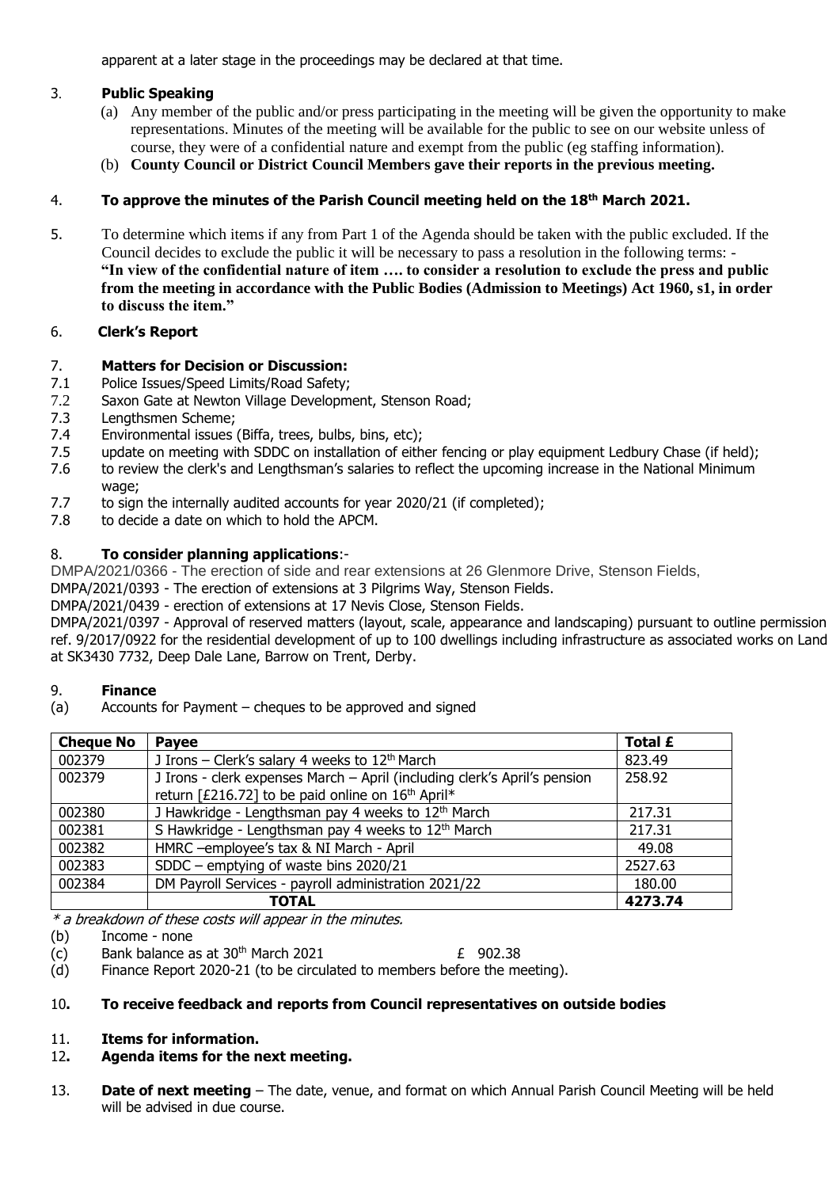apparent at a later stage in the proceedings may be declared at that time.

3. **Public Speaking**

(a) Any member of the public and/or press participating in the meeting will be given the opportunity to make representations. Minutes of the meeting will be available for the public to see on our website unless of course, they were of a confidential nature and exempt from the public (eg staffing information).

(b) **County Council or District Council Members gave their reports in the previous meeting.**

4. **To approve the minutes of the Parish Council meeting held on the 18th March 2021.**

5. To determine which items if any from Part 1 of the Agenda should be taken with the public excluded. If the Council decides to exclude the public it will be necessary to pass a resolution in the following terms: - **"In view of the confidential nature of item …. to consider a resolution to exclude the press and public from the meeting in accordance with the Public Bodies (Admission to Meetings) Act 1960, s1, in order to discuss the item."**

6. **Clerk's Report**

7. **Matters for Decision or Discussion:**

7.1 Police Issues/Speed Limits/Road Safety;
7.2 Saxon Gate at Newton Village Development, Stenson Road;
7.3 Lengthsmen Scheme;
7.4 Environmental issues (Biffa, trees, bulbs, bins, etc);
7.5 update on meeting with SDDC on installation of either fencing or play equipment Ledbury Chase (if held);
7.6 to review the clerk's and Lengthsman's salaries to reflect the upcoming increase in the National Minimum wage;
7.7 to sign the internally audited accounts for year 2020/21 (if completed);
7.8 to decide a date on which to hold the APCM.

8. **To consider planning applications**:-

DMPA/2021/0366 - The erection of side and rear extensions at 26 Glenmore Drive, Stenson Fields,
DMPA/2021/0393 - The erection of extensions at 3 Pilgrims Way, Stenson Fields.
DMPA/2021/0439 - erection of extensions at 17 Nevis Close, Stenson Fields.
DMPA/2021/0397 - Approval of reserved matters (layout, scale, appearance and landscaping) pursuant to outline permission ref. 9/2017/0922 for the residential development of up to 100 dwellings including infrastructure as associated works on Land at SK3430 7732, Deep Dale Lane, Barrow on Trent, Derby.

9. **Finance**

(a) Accounts for Payment – cheques to be approved and signed

| Cheque No | Payee | Total £ |
|---|---|---|
| 002379 | J Irons – Clerk's salary 4 weeks to 12th March | 823.49 |
| 002379 | J Irons - clerk expenses March – April (including clerk's April's pension return [£216.72] to be paid online on 16th April* | 258.92 |
| 002380 | J Hawkridge - Lengthsman pay 4 weeks to 12th March | 217.31 |
| 002381 | S Hawkridge - Lengthsman pay 4 weeks to 12th March | 217.31 |
| 002382 | HMRC –employee's tax & NI March - April | 49.08 |
| 002383 | SDDC – emptying of waste bins 2020/21 | 2527.63 |
| 002384 | DM Payroll Services - payroll administration 2021/22 | 180.00 |
| | **TOTAL** | **4273.74** |

*\* a breakdown of these costs will appear in the minutes.*

(b) Income - none

(c) Bank balance as at 30th March 2021 £ 902.38

(d) Finance Report 2020-21 (to be circulated to members before the meeting).

10. **To receive feedback and reports from Council representatives on outside bodies**

11. **Items for information.**

12. **Agenda items for the next meeting.**

13. **Date of next meeting** – The date, venue, and format on which Annual Parish Council Meeting will be held will be advised in due course.